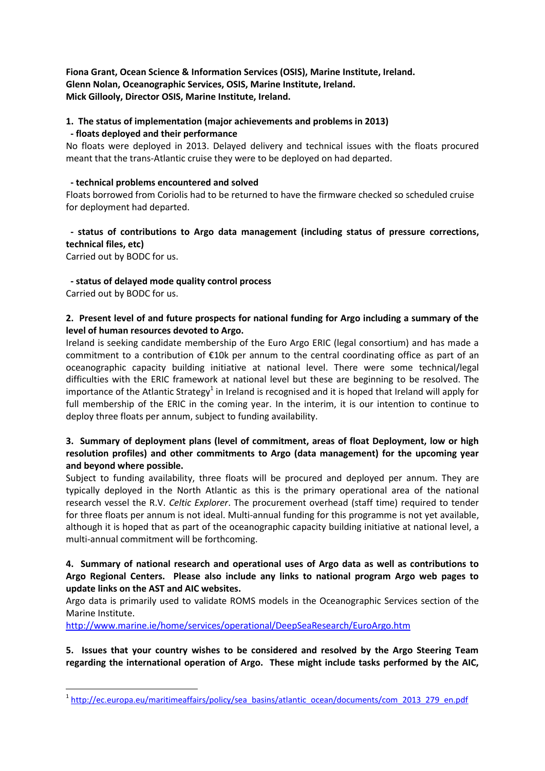**Fiona Grant, Ocean Science & Information Services (OSIS), Marine Institute, Ireland.**
**Glenn Nolan, Oceanographic Services, OSIS, Marine Institute, Ireland.**
**Mick Gillooly, Director OSIS, Marine Institute, Ireland.**

**1. The status of implementation (major achievements and problems in 2013)**

**- floats deployed and their performance**

No floats were deployed in 2013. Delayed delivery and technical issues with the floats procured meant that the trans-Atlantic cruise they were to be deployed on had departed.

**- technical problems encountered and solved**

Floats borrowed from Coriolis had to be returned to have the firmware checked so scheduled cruise for deployment had departed.

**- status of contributions to Argo data management (including status of pressure corrections, technical files, etc)**

Carried out by BODC for us.

**- status of delayed mode quality control process**

Carried out by BODC for us.

**2. Present level of and future prospects for national funding for Argo including a summary of the level of human resources devoted to Argo.**

Ireland is seeking candidate membership of the Euro Argo ERIC (legal consortium) and has made a commitment to a contribution of €10k per annum to the central coordinating office as part of an oceanographic capacity building initiative at national level. There were some technical/legal difficulties with the ERIC framework at national level but these are beginning to be resolved. The importance of the Atlantic Strategy[1] in Ireland is recognised and it is hoped that Ireland will apply for full membership of the ERIC in the coming year. In the interim, it is our intention to continue to deploy three floats per annum, subject to funding availability.

**3. Summary of deployment plans (level of commitment, areas of float Deployment, low or high resolution profiles) and other commitments to Argo (data management) for the upcoming year and beyond where possible.**

Subject to funding availability, three floats will be procured and deployed per annum. They are typically deployed in the North Atlantic as this is the primary operational area of the national research vessel the R.V. *Celtic Explorer*. The procurement overhead (staff time) required to tender for three floats per annum is not ideal. Multi-annual funding for this programme is not yet available, although it is hoped that as part of the oceanographic capacity building initiative at national level, a multi-annual commitment will be forthcoming.

**4. Summary of national research and operational uses of Argo data as well as contributions to Argo Regional Centers. Please also include any links to national program Argo web pages to update links on the AST and AIC websites.**

Argo data is primarily used to validate ROMS models in the Oceanographic Services section of the Marine Institute.

http://www.marine.ie/home/services/operational/DeepSeaResearch/EuroArgo.htm

**5. Issues that your country wishes to be considered and resolved by the Argo Steering Team regarding the international operation of Argo. These might include tasks performed by the AIC,**

[1] http://ec.europa.eu/maritimeaffairs/policy/sea_basins/atlantic_ocean/documents/com_2013_279_en.pdf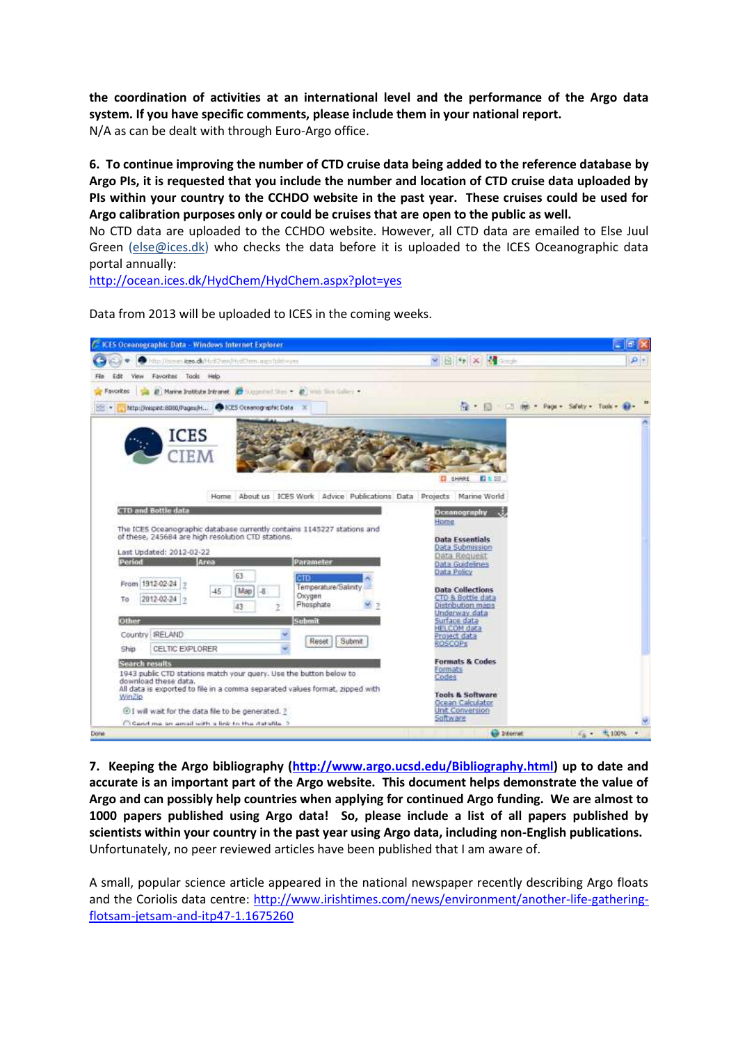**the coordination of activities at an international level and the performance of the Argo data system. If you have specific comments, please include them in your national report.**
N/A as can be dealt with through Euro-Argo office.

**6. To continue improving the number of CTD cruise data being added to the reference database by Argo PIs, it is requested that you include the number and location of CTD cruise data uploaded by PIs within your country to the CCHDO website in the past year. These cruises could be used for Argo calibration purposes only or could be cruises that are open to the public as well.**
No CTD data are uploaded to the CCHDO website. However, all CTD data are emailed to Else Juul Green (else@ices.dk) who checks the data before it is uploaded to the ICES Oceanographic data portal annually:
http://ocean.ices.dk/HydChem/HydChem.aspx?plot=yes

Data from 2013 will be uploaded to ICES in the coming weeks.

**7. Keeping the Argo bibliography (http://www.argo.ucsd.edu/Bibliography.html) up to date and accurate is an important part of the Argo website. This document helps demonstrate the value of Argo and can possibly help countries when applying for continued Argo funding. We are almost to 1000 papers published using Argo data! So, please include a list of all papers published by scientists within your country in the past year using Argo data, including non-English publications.**
Unfortunately, no peer reviewed articles have been published that I am aware of.

A small, popular science article appeared in the national newspaper recently describing Argo floats and the Coriolis data centre: http://www.irishtimes.com/news/environment/another-life-gathering-flotsam-jetsam-and-itp47-1.1675260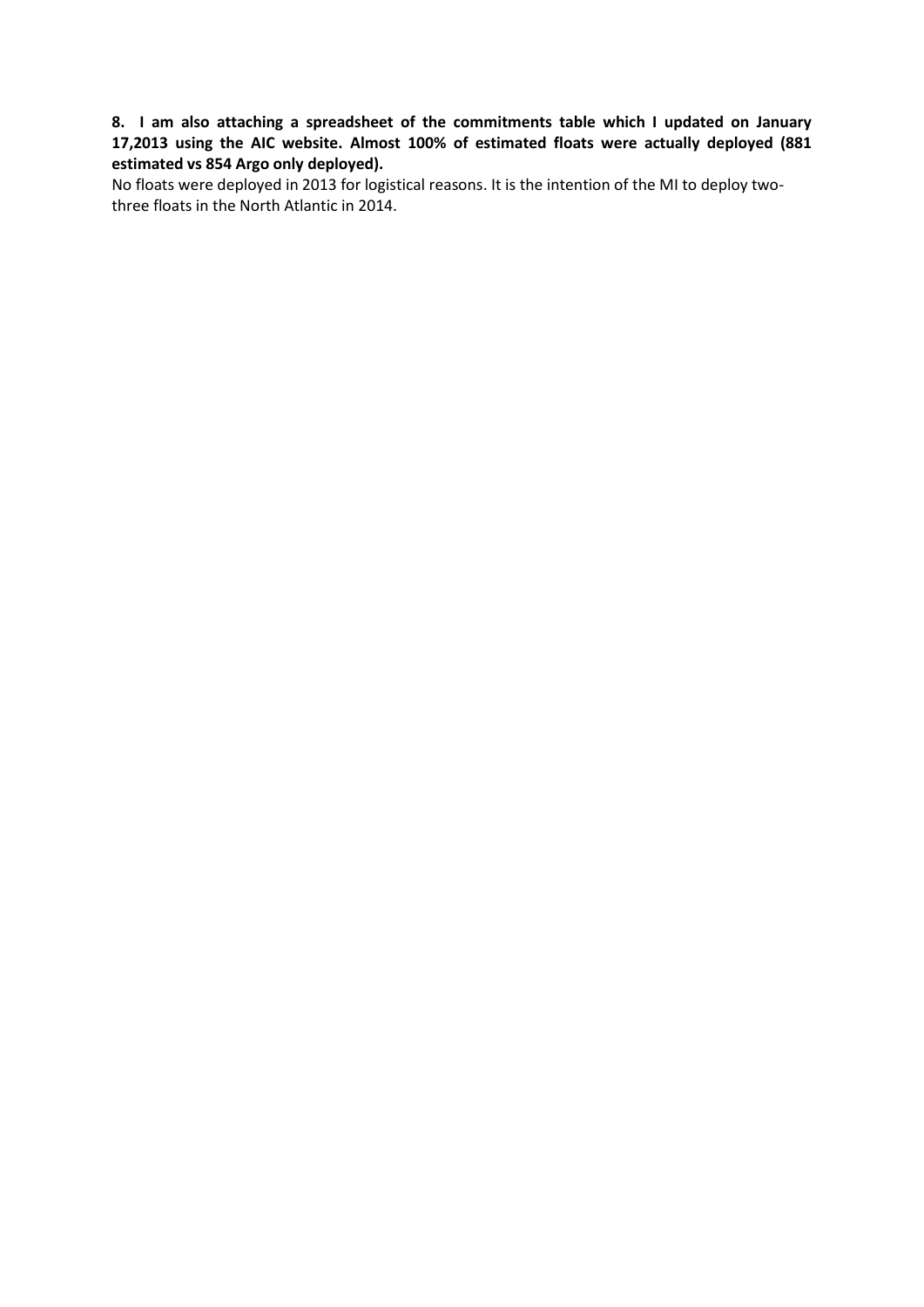**8. I am also attaching a spreadsheet of the commitments table which I updated on January 17,2013 using the AIC website. Almost 100% of estimated floats were actually deployed (881 estimated vs 854 Argo only deployed).**

No floats were deployed in 2013 for logistical reasons. It is the intention of the MI to deploy two-three floats in the North Atlantic in 2014.